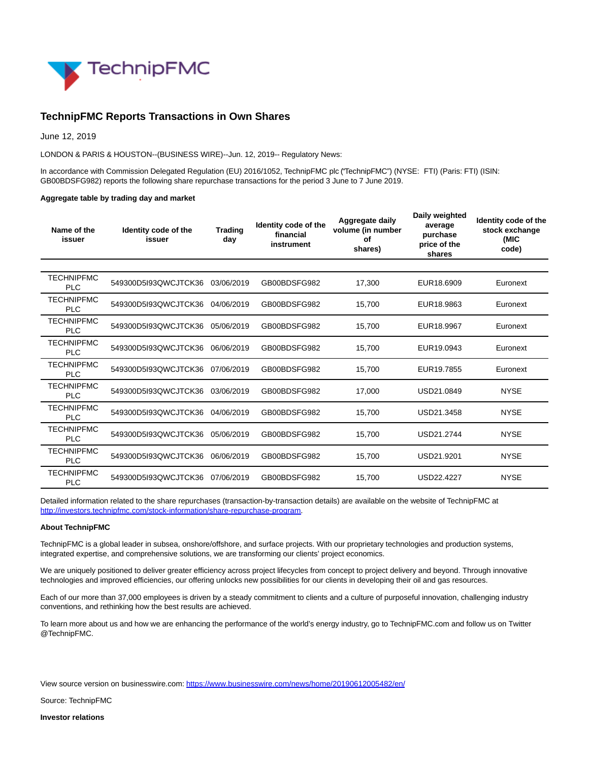# TechnipFMC Reports Transactions in Own Shares

June 12, 2019

LONDON & PARIS & HOUSTON--(BUSINESS WIRE)--Jun. 12, 2019-- Regulatory News:

In accordance with Commission Delegated Regulation (EU) 2016/1052, TechnipFMC plc ("TechnipFMC") (NYSE: FTI) (Paris: FTI) (ISIN: GB00BDSFG982) reports the following share repurchase transactions for the period 3 June to 7 June 2019.

**Aggregate table by trading day and market**

| Name of the issuer | Identity code of the issuer | Trading day | Identity code of the financial instrument | Aggregate daily volume (in number of shares) | Daily weighted average purchase price of the shares | Identity code of the stock exchange (MIC code) |
|---|---|---|---|---|---|---|
| TECHNIPFMC PLC | 549300D5I93QWCJTCK36 | 03/06/2019 | GB00BDSFG982 | 17,300 | EUR18.6909 | Euronext |
| TECHNIPFMC PLC | 549300D5I93QWCJTCK36 | 04/06/2019 | GB00BDSFG982 | 15,700 | EUR18.9863 | Euronext |
| TECHNIPFMC PLC | 549300D5I93QWCJTCK36 | 05/06/2019 | GB00BDSFG982 | 15,700 | EUR18.9967 | Euronext |
| TECHNIPFMC PLC | 549300D5I93QWCJTCK36 | 06/06/2019 | GB00BDSFG982 | 15,700 | EUR19.0943 | Euronext |
| TECHNIPFMC PLC | 549300D5I93QWCJTCK36 | 07/06/2019 | GB00BDSFG982 | 15,700 | EUR19.7855 | Euronext |
| TECHNIPFMC PLC | 549300D5I93QWCJTCK36 | 03/06/2019 | GB00BDSFG982 | 17,000 | USD21.0849 | NYSE |
| TECHNIPFMC PLC | 549300D5I93QWCJTCK36 | 04/06/2019 | GB00BDSFG982 | 15,700 | USD21.3458 | NYSE |
| TECHNIPFMC PLC | 549300D5I93QWCJTCK36 | 05/06/2019 | GB00BDSFG982 | 15,700 | USD21.2744 | NYSE |
| TECHNIPFMC PLC | 549300D5I93QWCJTCK36 | 06/06/2019 | GB00BDSFG982 | 15,700 | USD21.9201 | NYSE |
| TECHNIPFMC PLC | 549300D5I93QWCJTCK36 | 07/06/2019 | GB00BDSFG982 | 15,700 | USD22.4227 | NYSE |

Detailed information related to the share repurchases (transaction-by-transaction details) are available on the website of TechnipFMC at http://investors.technipfmc.com/stock-information/share-repurchase-program.

**About TechnipFMC**

TechnipFMC is a global leader in subsea, onshore/offshore, and surface projects. With our proprietary technologies and production systems, integrated expertise, and comprehensive solutions, we are transforming our clients' project economics.

We are uniquely positioned to deliver greater efficiency across project lifecycles from concept to project delivery and beyond. Through innovative technologies and improved efficiencies, our offering unlocks new possibilities for our clients in developing their oil and gas resources.

Each of our more than 37,000 employees is driven by a steady commitment to clients and a culture of purposeful innovation, challenging industry conventions, and rethinking how the best results are achieved.

To learn more about us and how we are enhancing the performance of the world's energy industry, go to TechnipFMC.com and follow us on Twitter @TechnipFMC.

View source version on businesswire.com: https://www.businesswire.com/news/home/20190612005482/en/

Source: TechnipFMC

**Investor relations**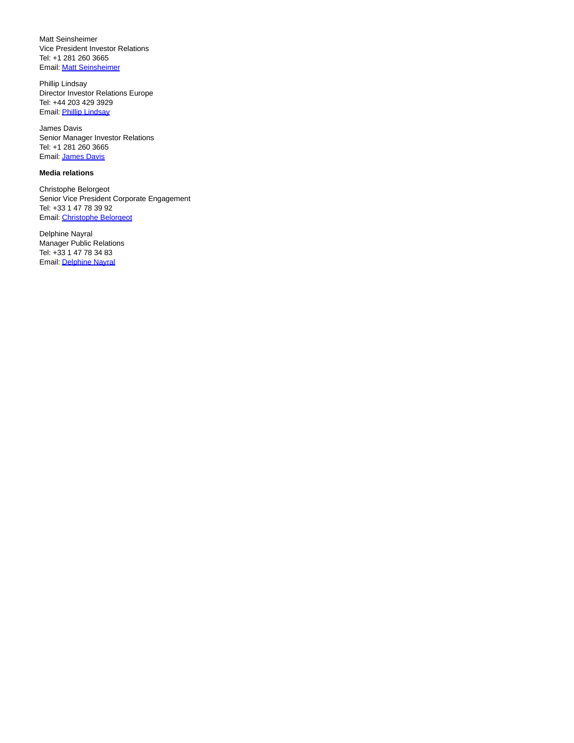Matt Seinsheimer
Vice President Investor Relations
Tel: +1 281 260 3665
Email: Matt Seinsheimer

Phillip Lindsay
Director Investor Relations Europe
Tel: +44 203 429 3929
Email: Phillip Lindsay

James Davis
Senior Manager Investor Relations
Tel: +1 281 260 3665
Email: James Davis

**Media relations**

Christophe Belorgeot
Senior Vice President Corporate Engagement
Tel: +33 1 47 78 39 92
Email: Christophe Belorgeot

Delphine Nayral
Manager Public Relations
Tel: +33 1 47 78 34 83
Email: Delphine Nayral